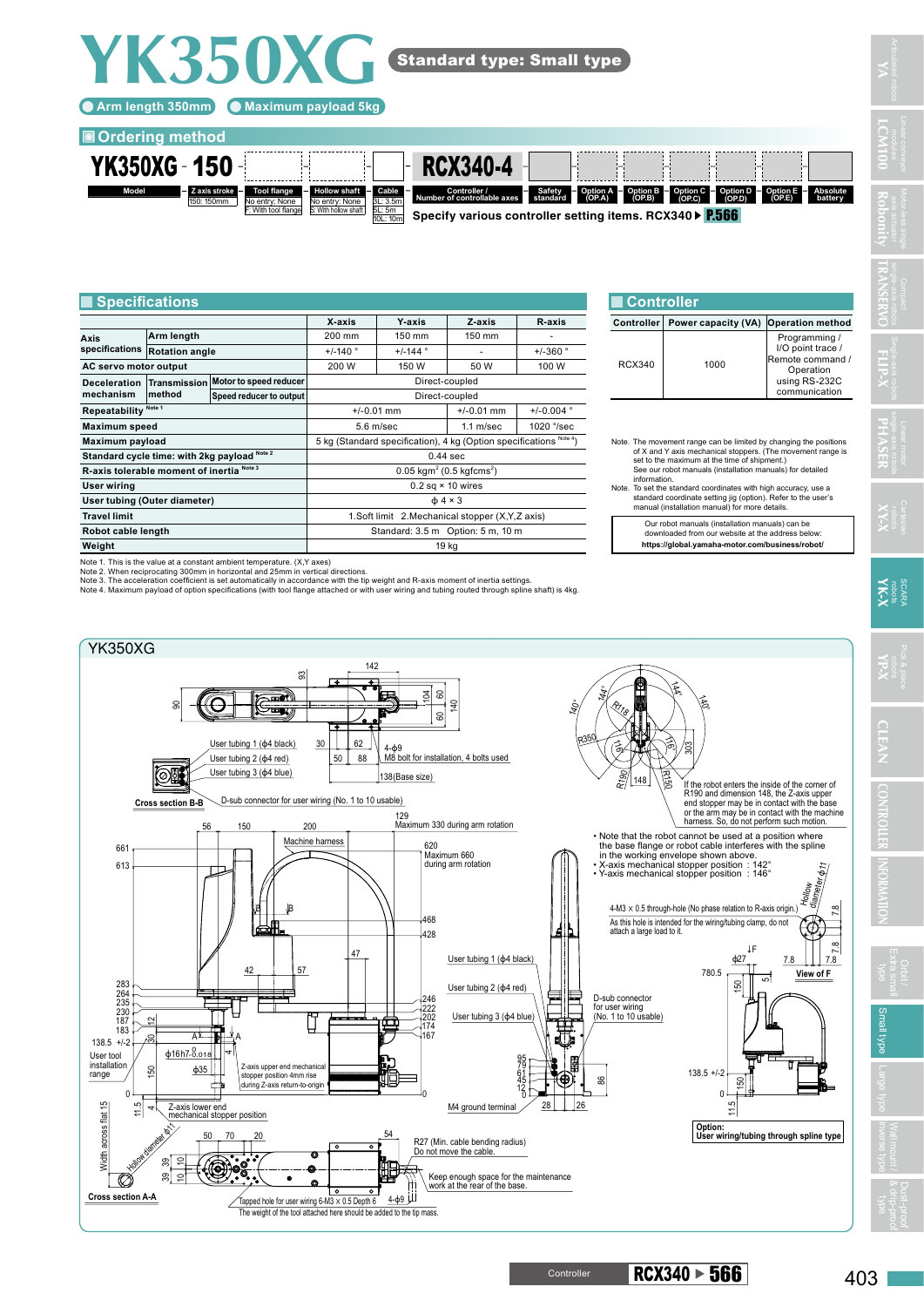# YK350XG

**Standard type: Small type**

- Arm length 350mm
- Maximum payload 5kg

## Ordering method

YK350XG - 150 - [Tool flange] [Hollow shaft] - [Cable] - RCX340-4 [Safety standard] [Option A (OP.A)] [Option B (OP.B)] [Option C (OP.C)] [Option D (OP.D)] [Option E (OP.E)] [Absolute battery]

| Model | Z axis stroke | Tool flange | Hollow shaft | Cable | Controller / Number of controllable axes | Safety standard | Option A (OP.A) | Option B (OP.B) | Option C (OP.C) | Option D (OP.D) | Option E (OP.E) | Absolute battery |
|---|---|---|---|---|---|---|---|---|---|---|---|---|
| YK350XG | 150: 150mm | No entry: None<br>F: With tool flange | No entry: None<br>S: With hollow shaft | 3L: 3.5m<br>5L: 5m<br>10L: 10m | RCX340-4 | | | | | | | |

Specify various controller setting items. RCX340 ▶ P.566

## Specifications

| | | | X-axis | Y-axis | Z-axis | R-axis |
|---|---|---|---|---|---|---|
| Axis specifications | Arm length | | 200 mm | 150 mm | 150 mm | - |
| | Rotation angle | | +/-140 ° | +/-144 ° | - | +/-360 ° |
| AC servo motor output | | | 200 W | 150 W | 50 W | 100 W |
| Deceleration mechanism | Transmission method | Motor to speed reducer | Direct-coupled | | | |
| | | Speed reducer to output | Direct-coupled | | | |
| Repeatability Note 1 | | | +/-0.01 mm | | +/-0.01 mm | +/-0.004 ° |
| Maximum speed | | | 5.6 m/sec | | 1.1 m/sec | 1020 °/sec |
| Maximum payload | | | 5 kg (Standard specification), 4 kg (Option specifications Note 4) | | | |
| Standard cycle time: with 2kg payload Note 2 | | | 0.44 sec | | | |
| R-axis tolerable moment of inertia Note 3 | | | 0.05 kgm² (0.5 kgfcms²) | | | |
| User wiring | | | 0.2 sq × 10 wires | | | |
| User tubing (Outer diameter) | | | ϕ 4 × 3 | | | |
| Travel limit | | | 1.Soft limit 2.Mechanical stopper (X,Y,Z axis) | | | |
| Robot cable length | | | Standard: 3.5 m Option: 5 m, 10 m | | | |
| Weight | | | 19 kg | | | |

Note 1. This is the value at a constant ambient temperature. (X,Y axes)
Note 2. When reciprocating 300mm in horizontal and 25mm in vertical directions.
Note 3. The acceleration coefficient is set automatically in accordance with the tip weight and R-axis moment of inertia settings.
Note 4. Maximum payload of option specifications (with tool flange attached or with user wiring and tubing routed through spline shaft) is 4kg.

## Controller

| Controller | Power capacity (VA) | Operation method |
|---|---|---|
| RCX340 | 1000 | Programming / I/O point trace / Remote command / Operation using RS-232C communication |

Note. The movement range can be limited by changing the positions of X and Y axis mechanical stoppers. (The movement range is set to the maximum at the time of shipment.) See our robot manuals (installation manuals) for detailed information.
Note. To set the standard coordinates with high accuracy, use a standard coordinate setting jig (option). Refer to the user's manual (installation manual) for more details.

Our robot manuals (installation manuals) can be downloaded from our website at the address below:
**https://global.yamaha-motor.com/business/robot/**

## YK350XG

- If the robot enters the inside of the corner of R190 and dimension 148, the Z-axis upper end stopper may be in contact with the base or the arm may be in contact with the machine harness. So, do not perform such motion.
- Note that the robot cannot be used at a position where the base flange or robot cable interferes with the spline in the working envelope shown above.
- X-axis mechanical stopper position : 142°
- Y-axis mechanical stopper position : 146°

User tubing 1 (ϕ4 black), User tubing 2 (ϕ4 red), User tubing 3 (ϕ4 blue)
Cross section B-B
D-sub connector for user wiring (No. 1 to 10 usable)
4-ϕ9 M8 bolt for installation, 4 bolts used
138(Base size)
Maximum 330 during arm rotation
Machine harness
Maximum 660 during arm rotation
User tool installation range
Z-axis upper end mechanical stopper position 4mm rise during Z-axis return-to-origin
Z-axis lower end mechanical stopper position
M4 ground terminal
D-sub connector for user wiring (No. 1 to 10 usable)
4-M3 × 0.5 through-hole (No phase relation to R-axis origin.) As this hole is intended for the wiring/tubing clamp, do not attach a large load to it.
View of F
Option: User wiring/tubing through spline type
Width across flat 15, Hollow diameter ϕ11
Cross section A-A
Tapped hole for user wiring 6-M3 × 0.5 Depth 6
The weight of the tool attached here should be added to the tip mass.
R27 (Min. cable bending radius) Do not move the cable.
Keep enough space for the maintenance work at the rear of the base.

Controller RCX340 ▶ 566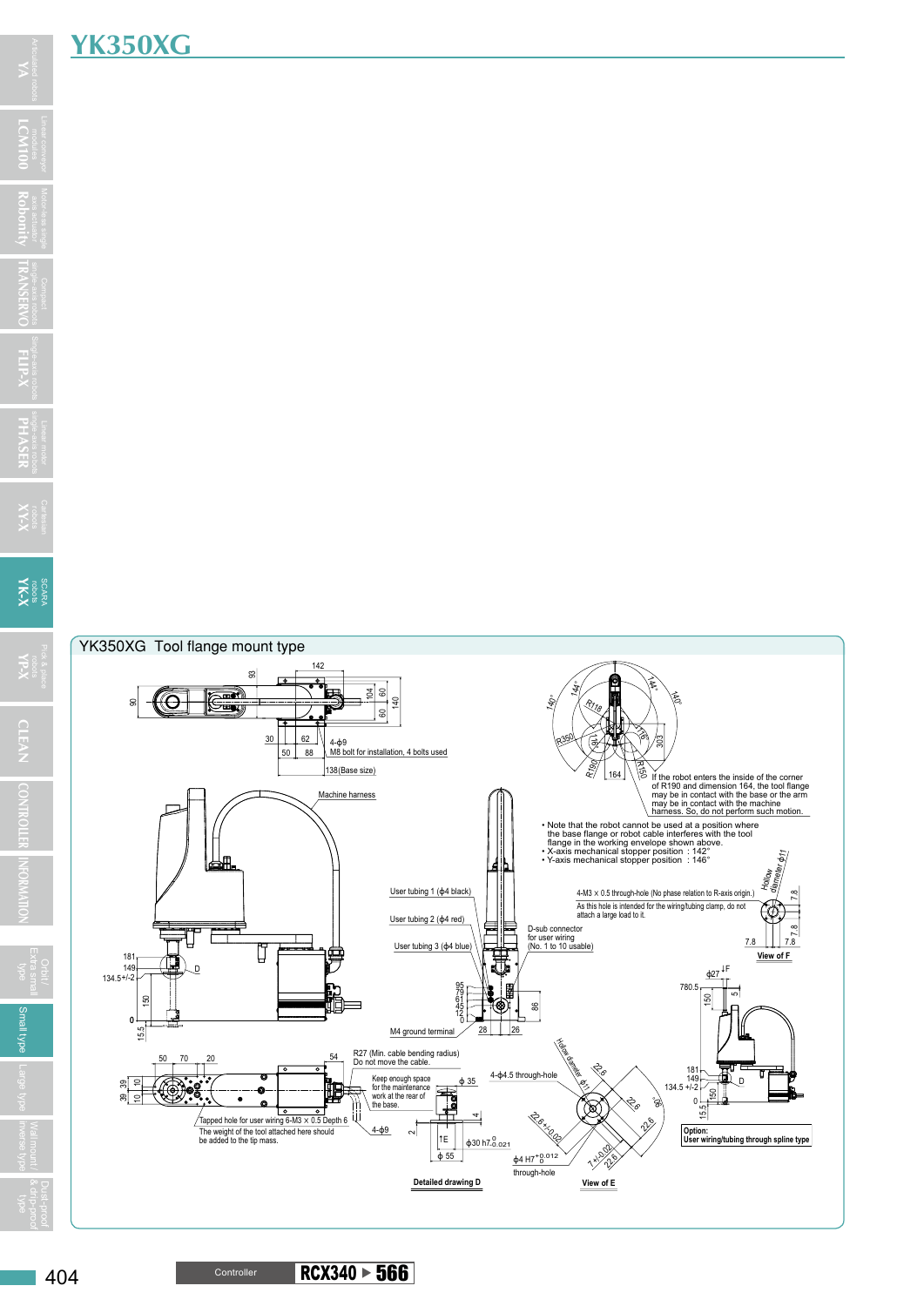# YK350XG

## YK350XG Tool flange mount type

142
93
90
104
60
60
140
30
62
50
88
4-φ9
M8 bolt for installation, 4 bolts used
138(Base size)

140°
144°
144°
140°
R118
R350
176
176
303
R190
164
R150

If the robot enters the inside of the corner of R190 and dimension 164, the tool flange may be in contact with the base or the arm may be in contact with the machine harness. So, do not perform such motion.

- Note that the robot cannot be used at a position where the base flange or robot cable interferes with the tool flange in the working envelope shown above.
- X-axis mechanical stopper position : 142°
- Y-axis mechanical stopper position : 146°

Machine harness

User tubing 1 (φ4 black)
User tubing 2 (φ4 red)
User tubing 3 (φ4 blue)
D-sub connector for user wiring (No. 1 to 10 usable)
M4 ground terminal

181
149
134.5+/-2
D
150
0
15.5

95
79
61
45
12
0
86
28
26

4-M3 × 0.5 through-hole (No phase relation to R-axis origin.)
As this hole is intended for the wiring/tubing clamp, do not attach a large load to it.

Hollow diameter φ11
7.8
7.8
7.8
7.8
View of F

780.5
φ27
F
150
5
181
149
134.5 +/-2
0
150
15.5
D

Option:
User wiring/tubing through spline type

50
70
20
54
39
39
10
10
Tapped hole for user wiring 6-M3 × 0.5 Depth 6
The weight of the tool attached here should be added to the tip mass.

R27 (Min. cable bending radius)
Do not move the cable.
Keep enough space for the maintenance work at the rear of the base.
4-φ9

φ35
4
2
1E
φ55
$\phi 30\ h7^{\ 0}_{-0.021}$
Detailed drawing D

4-φ4.5 through-hole
Hollow diameter φ11
22.6
22.6
22.6+/-0.02
22.6
45°
7+/-0.02
22.6
$\phi 4\ H7^{+0.012}_{\ 0}$
through-hole
View of E

Controller RCX340 ▶ 566